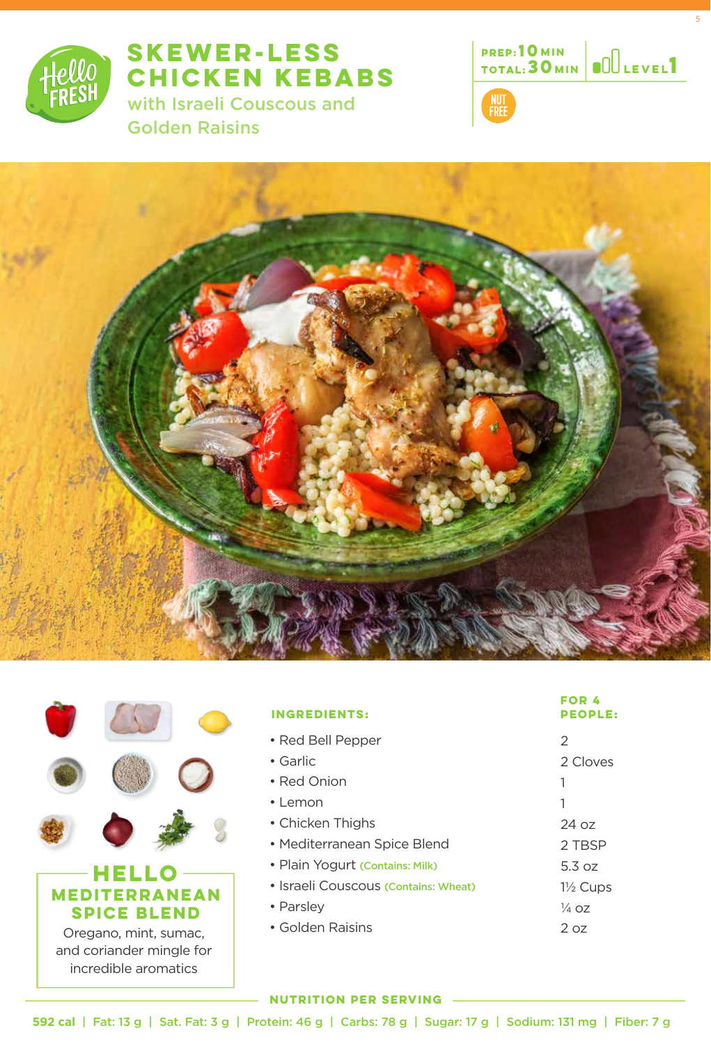# SKEWER-LESS CHICKEN KEBABS

## with Israeli Couscous and Golden Raisins

PREP: 10 MIN
TOTAL: 30 MIN
LEVEL 1

NUT FREE

## HELLO MEDITERRANEAN SPICE BLEND

Oregano, mint, sumac, and coriander mingle for incredible aromatics

| INGREDIENTS: | FOR 4 PEOPLE: |
|---|---|
| • Red Bell Pepper | 2 |
| • Garlic | 2 Cloves |
| • Red Onion | 1 |
| • Lemon | 1 |
| • Chicken Thighs | 24 oz |
| • Mediterranean Spice Blend | 2 TBSP |
| • Plain Yogurt (Contains: Milk) | 5.3 oz |
| • Israeli Couscous (Contains: Wheat) | 1½ Cups |
| • Parsley | ¼ oz |
| • Golden Raisins | 2 oz |

### NUTRITION PER SERVING

592 cal | Fat: 13 g | Sat. Fat: 3 g | Protein: 46 g | Carbs: 78 g | Sugar: 17 g | Sodium: 131 mg | Fiber: 7 g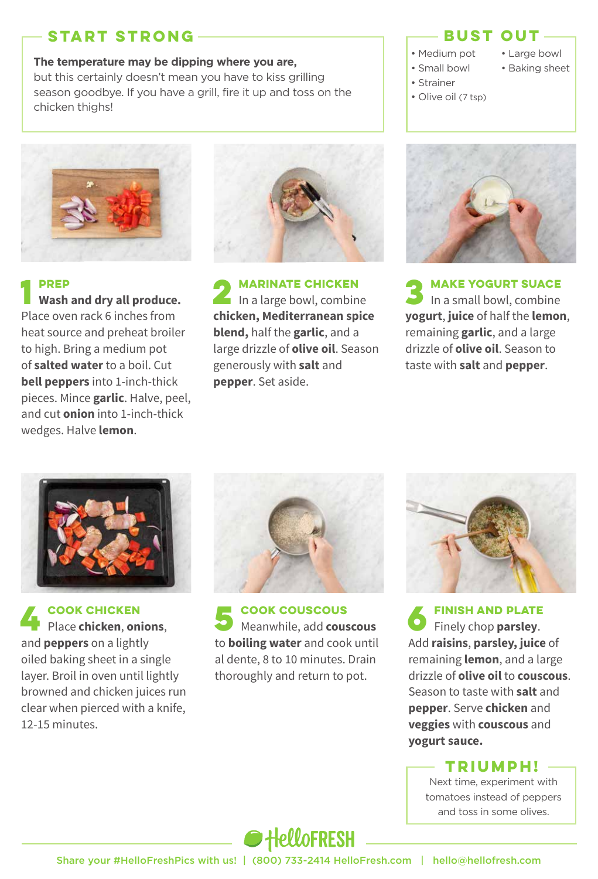## START STRONG

**The temperature may be dipping where you are,** but this certainly doesn't mean you have to kiss grilling season goodbye. If you have a grill, fire it up and toss on the chicken thighs!

## BUST OUT

- Medium pot
- Small bowl
- Strainer
- Olive oil (7 tsp)
- Large bowl
- Baking sheet

### 1 PREP

**Wash and dry all produce.** Place oven rack 6 inches from heat source and preheat broiler to high. Bring a medium pot of **salted water** to a boil. Cut **bell peppers** into 1-inch-thick pieces. Mince **garlic**. Halve, peel, and cut **onion** into 1-inch-thick wedges. Halve **lemon**.

### 2 MARINATE CHICKEN

In a large bowl, combine **chicken, Mediterranean spice blend,** half the **garlic**, and a large drizzle of **olive oil**. Season generously with **salt** and **pepper**. Set aside.

### 3 MAKE YOGURT SUACE

In a small bowl, combine **yogurt**, **juice** of half the **lemon**, remaining **garlic**, and a large drizzle of **olive oil**. Season to taste with **salt** and **pepper**.

### 4 COOK CHICKEN

Place **chicken**, **onions**, and **peppers** on a lightly oiled baking sheet in a single layer. Broil in oven until lightly browned and chicken juices run clear when pierced with a knife, 12-15 minutes.

### 5 COOK COUSCOUS

Meanwhile, add **couscous** to **boiling water** and cook until al dente, 8 to 10 minutes. Drain thoroughly and return to pot.

### 6 FINISH AND PLATE

Finely chop **parsley**. Add **raisins**, **parsley, juice** of remaining **lemon**, and a large drizzle of **olive oil** to **couscous**. Season to taste with **salt** and **pepper**. Serve **chicken** and **veggies** with **couscous** and **yogurt sauce.**

## TRIUMPH!

Next time, experiment with tomatoes instead of peppers and toss in some olives.

HelloFRESH

Share your #HelloFreshPics with us! | (800) 733-2414 HelloFresh.com | hello@hellofresh.com